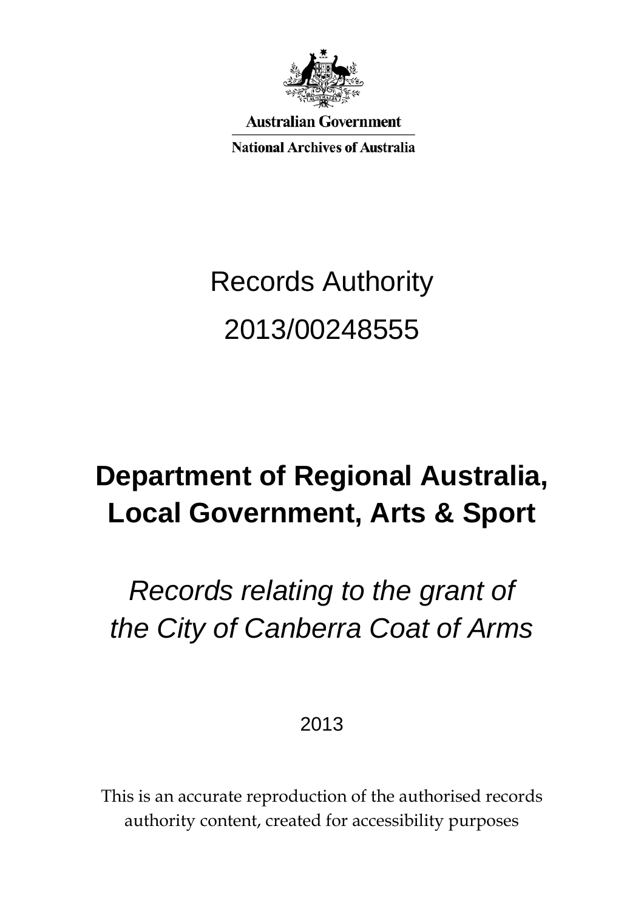Australian Government

National Archives of Australia

# Records Authority

# 2013/00248555

## Department of Regional Australia, Local Government, Arts & Sport

*Records relating to the grant of the City of Canberra Coat of Arms*

2013

This is an accurate reproduction of the authorised records authority content, created for accessibility purposes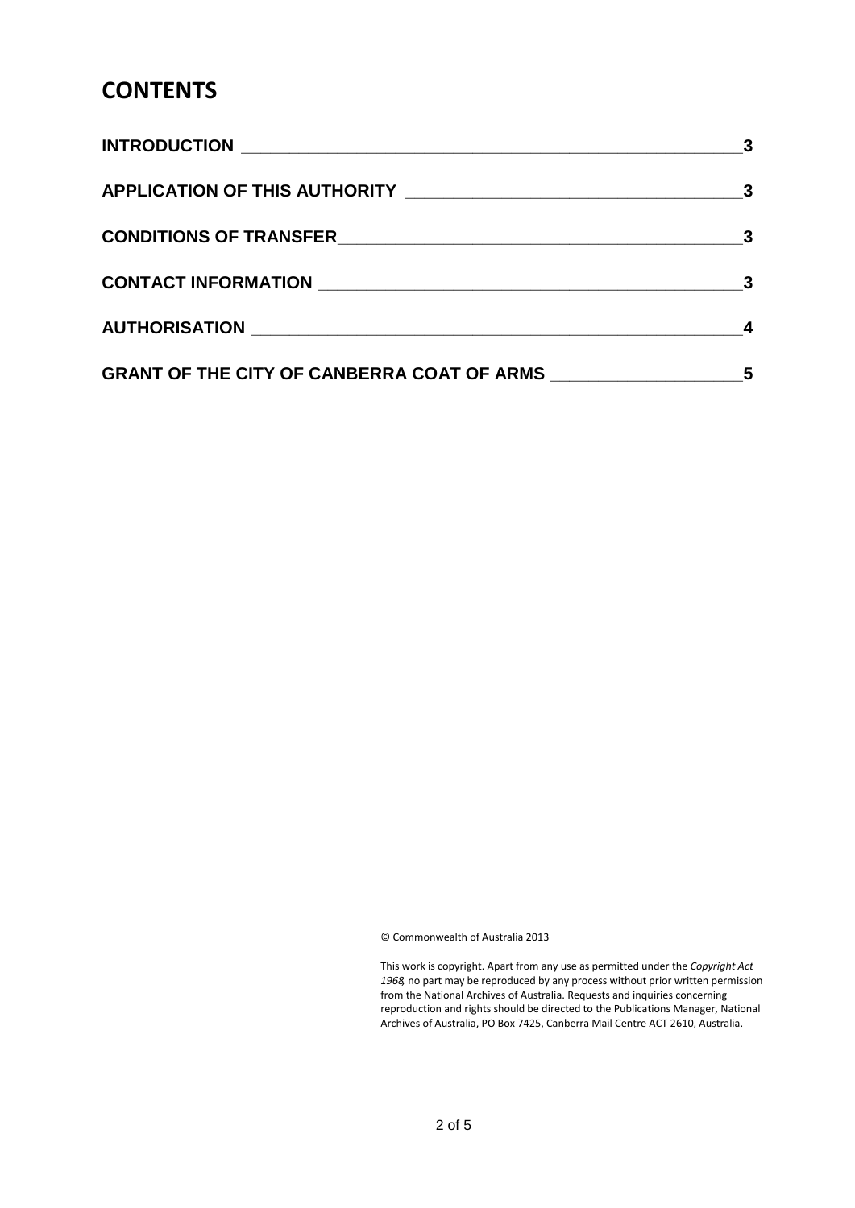# CONTENTS

| | |
|---|---|
| **INTRODUCTION** | **3** |
| **APPLICATION OF THIS AUTHORITY** | **3** |
| **CONDITIONS OF TRANSFER** | **3** |
| **CONTACT INFORMATION** | **3** |
| **AUTHORISATION** | **4** |
| **GRANT OF THE CITY OF CANBERRA COAT OF ARMS** | **5** |

© Commonwealth of Australia 2013

This work is copyright. Apart from any use as permitted under the *Copyright Act 1968*, no part may be reproduced by any process without prior written permission from the National Archives of Australia. Requests and inquiries concerning reproduction and rights should be directed to the Publications Manager, National Archives of Australia, PO Box 7425, Canberra Mail Centre ACT 2610, Australia.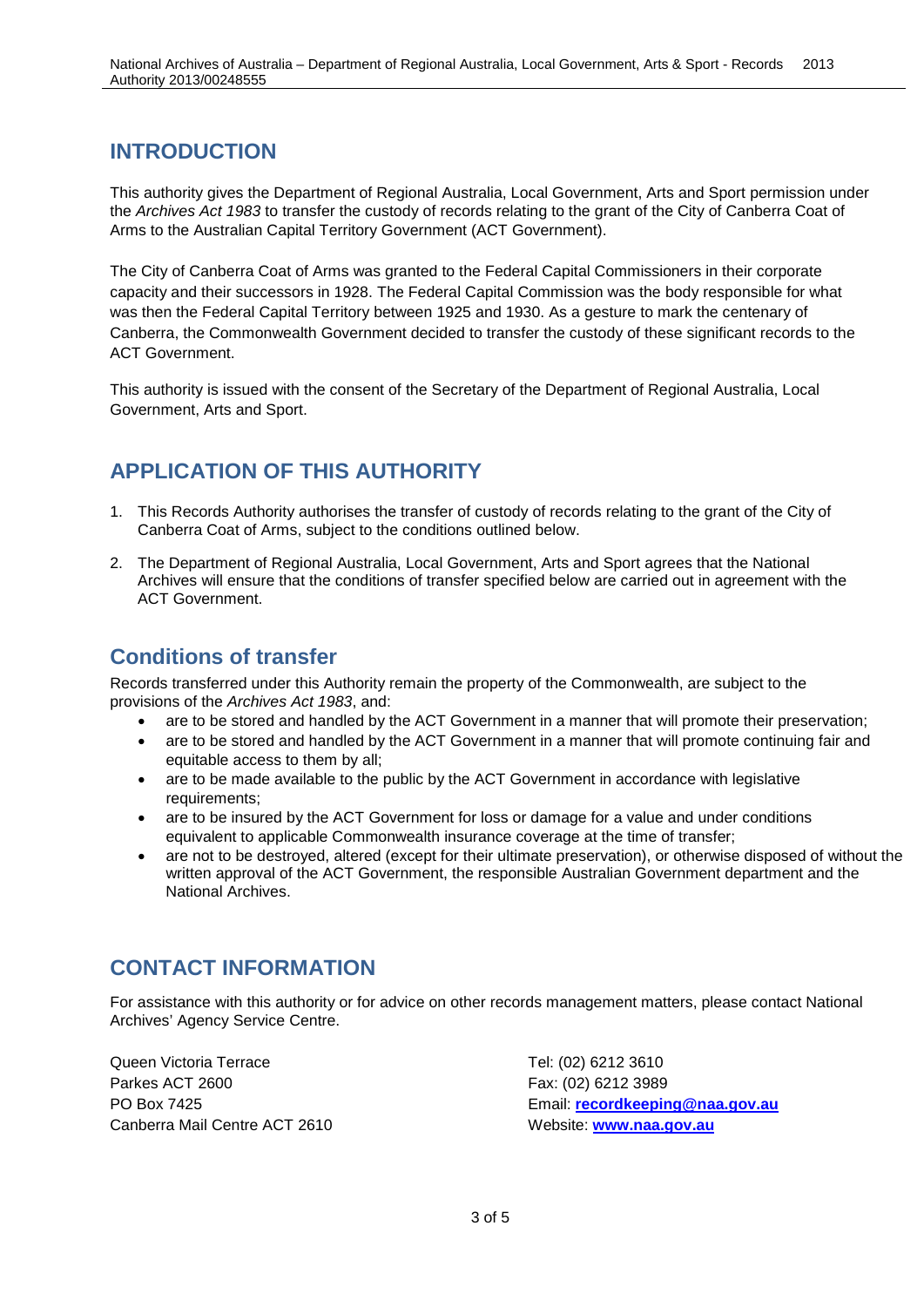## INTRODUCTION

This authority gives the Department of Regional Australia, Local Government, Arts and Sport permission under the *Archives Act 1983* to transfer the custody of records relating to the grant of the City of Canberra Coat of Arms to the Australian Capital Territory Government (ACT Government).

The City of Canberra Coat of Arms was granted to the Federal Capital Commissioners in their corporate capacity and their successors in 1928. The Federal Capital Commission was the body responsible for what was then the Federal Capital Territory between 1925 and 1930. As a gesture to mark the centenary of Canberra, the Commonwealth Government decided to transfer the custody of these significant records to the ACT Government.

This authority is issued with the consent of the Secretary of the Department of Regional Australia, Local Government, Arts and Sport.

## APPLICATION OF THIS AUTHORITY

1. This Records Authority authorises the transfer of custody of records relating to the grant of the City of Canberra Coat of Arms, subject to the conditions outlined below.
2. The Department of Regional Australia, Local Government, Arts and Sport agrees that the National Archives will ensure that the conditions of transfer specified below are carried out in agreement with the ACT Government.

### Conditions of transfer

Records transferred under this Authority remain the property of the Commonwealth, are subject to the provisions of the *Archives Act 1983*, and:

- are to be stored and handled by the ACT Government in a manner that will promote their preservation;
- are to be stored and handled by the ACT Government in a manner that will promote continuing fair and equitable access to them by all;
- are to be made available to the public by the ACT Government in accordance with legislative requirements;
- are to be insured by the ACT Government for loss or damage for a value and under conditions equivalent to applicable Commonwealth insurance coverage at the time of transfer;
- are not to be destroyed, altered (except for their ultimate preservation), or otherwise disposed of without the written approval of the ACT Government, the responsible Australian Government department and the National Archives.

## CONTACT INFORMATION

For assistance with this authority or for advice on other records management matters, please contact National Archives' Agency Service Centre.

Queen Victoria Terrace
Parkes ACT 2600
PO Box 7425
Canberra Mail Centre ACT 2610

Tel: (02) 6212 3610
Fax: (02) 6212 3989
Email: **recordkeeping@naa.gov.au**
Website: **www.naa.gov.au**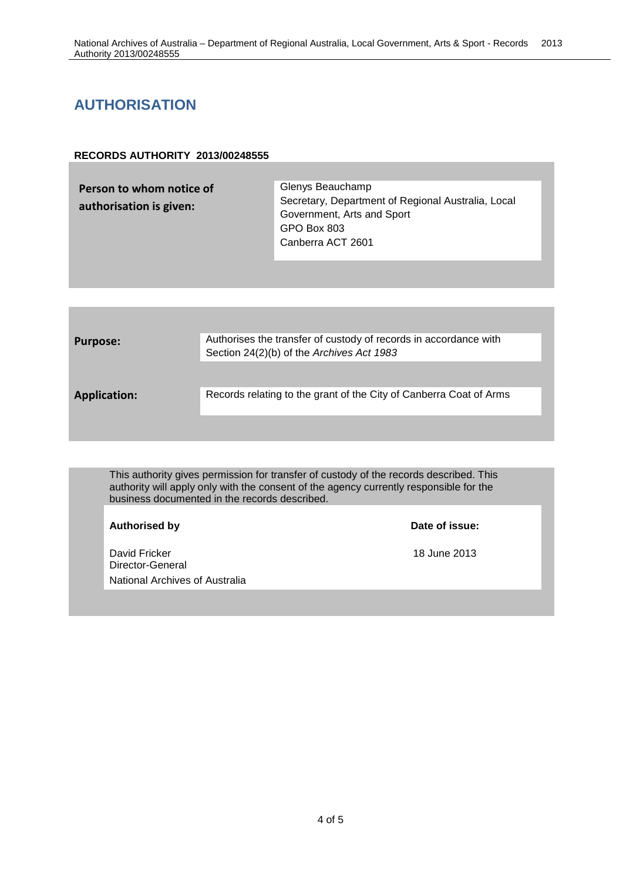# AUTHORISATION

**RECORDS AUTHORITY 2013/00248555**

| | |
|---|---|
| **Person to whom notice of authorisation is given:** | Glenys Beauchamp<br>Secretary, Department of Regional Australia, Local Government, Arts and Sport<br>GPO Box 803<br>Canberra ACT 2601 |

| | |
|---|---|
| **Purpose:** | Authorises the transfer of custody of records in accordance with Section 24(2)(b) of the *Archives Act 1983* |
| **Application:** | Records relating to the grant of the City of Canberra Coat of Arms |

This authority gives permission for transfer of custody of the records described. This authority will apply only with the consent of the agency currently responsible for the business documented in the records described.

| **Authorised by** | **Date of issue:** |
|---|---|
| David Fricker<br>Director-General<br>National Archives of Australia | 18 June 2013 |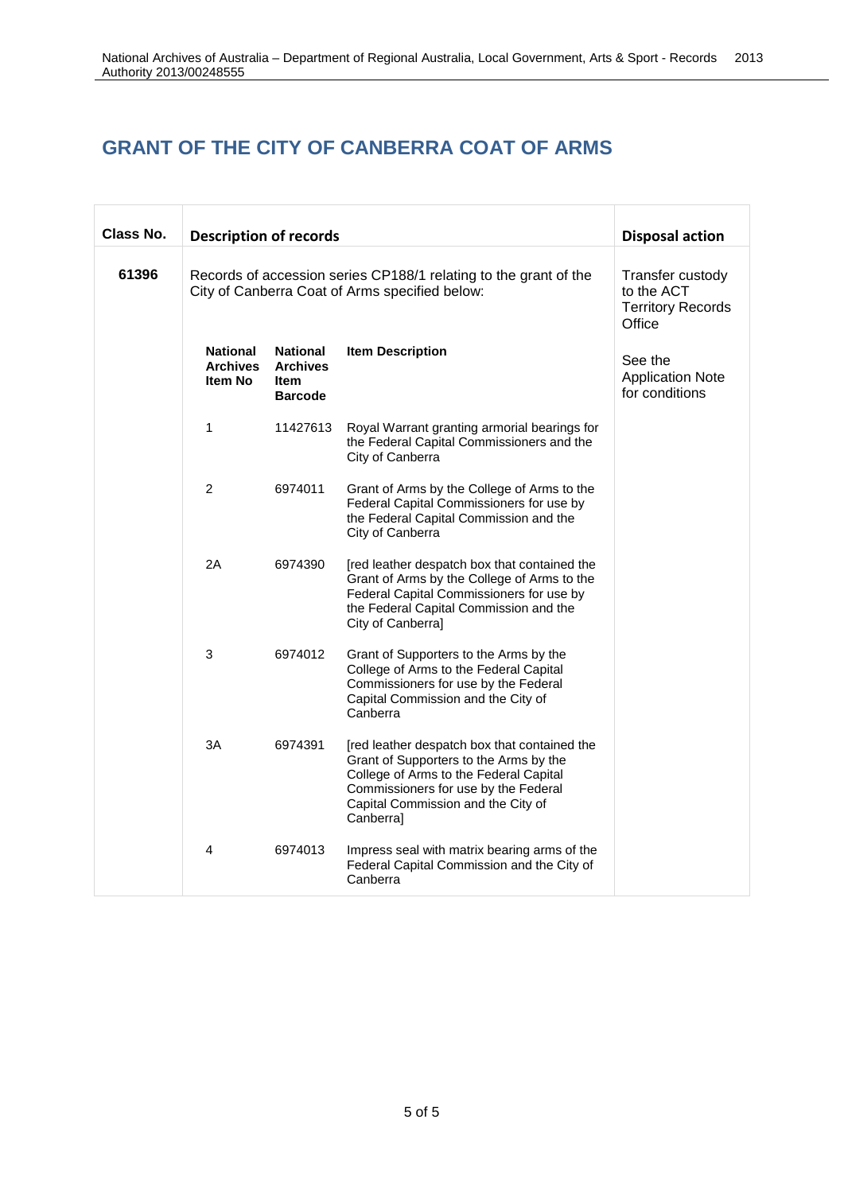## GRANT OF THE CITY OF CANBERRA COAT OF ARMS

| Class No. | Description of records | | | Disposal action |
|---|---|---|---|---|
| 61396 | Records of accession series CP188/1 relating to the grant of the City of Canberra Coat of Arms specified below: | | | Transfer custody to the ACT Territory Records Office |
| | **National Archives Item No** | **National Archives Item Barcode** | **Item Description** | See the Application Note for conditions |
| | 1 | 11427613 | Royal Warrant granting armorial bearings for the Federal Capital Commissioners and the City of Canberra | |
| | 2 | 6974011 | Grant of Arms by the College of Arms to the Federal Capital Commissioners for use by the Federal Capital Commission and the City of Canberra | |
| | 2A | 6974390 | [red leather despatch box that contained the Grant of Arms by the College of Arms to the Federal Capital Commissioners for use by the Federal Capital Commission and the City of Canberra] | |
| | 3 | 6974012 | Grant of Supporters to the Arms by the College of Arms to the Federal Capital Commissioners for use by the Federal Capital Commission and the City of Canberra | |
| | 3A | 6974391 | [red leather despatch box that contained the Grant of Supporters to the Arms by the College of Arms to the Federal Capital Commissioners for use by the Federal Capital Commission and the City of Canberra] | |
| | 4 | 6974013 | Impress seal with matrix bearing arms of the Federal Capital Commission and the City of Canberra | |